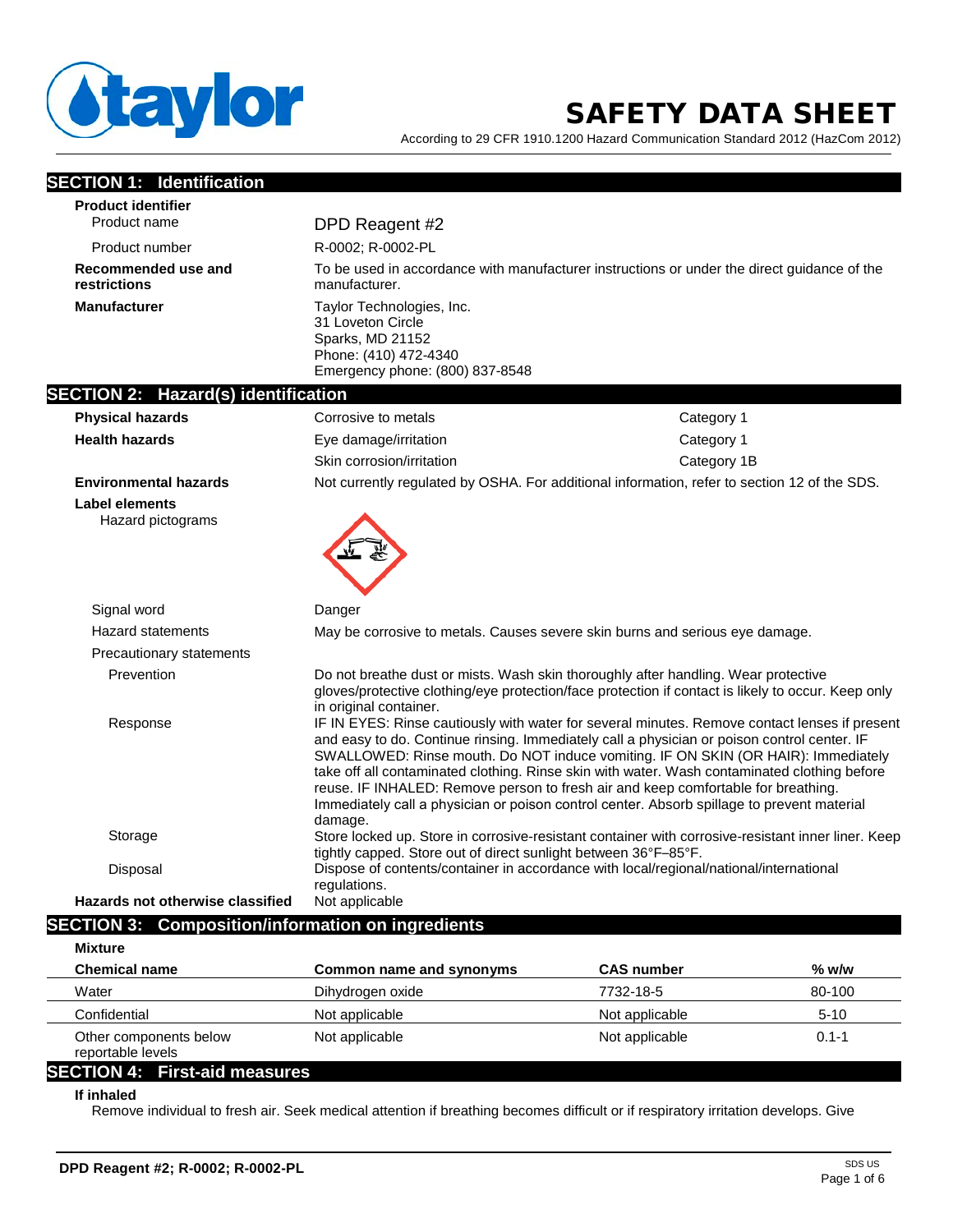# SAFETY DATA SHEET

According to 29 CFR 1910.1200 Hazard Communication Standard 2012 (HazCom 2012)

## SECTION 1: Identification

**Product identifier**

| | |
|---|---|
| Product name | DPD Reagent #2 |
| Product number | R-0002; R-0002-PL |
| **Recommended use and restrictions** | To be used in accordance with manufacturer instructions or under the direct guidance of the manufacturer. |
| **Manufacturer** | Taylor Technologies, Inc.<br>31 Loveton Circle<br>Sparks, MD 21152<br>Phone: (410) 472-4340<br>Emergency phone: (800) 837-8548 |

## SECTION 2: Hazard(s) identification

| | | |
|---|---|---|
| **Physical hazards** | Corrosive to metals | Category 1 |
| **Health hazards** | Eye damage/irritation | Category 1 |
| | Skin corrosion/irritation | Category 1B |

**Environmental hazards** Not currently regulated by OSHA. For additional information, refer to section 12 of the SDS.

**Label elements**

Hazard pictograms

Signal word: Danger

Hazard statements: May be corrosive to metals. Causes severe skin burns and serious eye damage.

Precautionary statements

**Prevention:** Do not breathe dust or mists. Wash skin thoroughly after handling. Wear protective gloves/protective clothing/eye protection/face protection if contact is likely to occur. Keep only in original container.

**Response:** IF IN EYES: Rinse cautiously with water for several minutes. Remove contact lenses if present and easy to do. Continue rinsing. Immediately call a physician or poison control center. IF SWALLOWED: Rinse mouth. Do NOT induce vomiting. IF ON SKIN (OR HAIR): Immediately take off all contaminated clothing. Rinse skin with water. Wash contaminated clothing before reuse. IF INHALED: Remove person to fresh air and keep comfortable for breathing. Immediately call a physician or poison control center. Absorb spillage to prevent material damage.

**Storage:** Store locked up. Store in corrosive-resistant container with corrosive-resistant inner liner. Keep tightly capped. Store out of direct sunlight between 36°F–85°F.

**Disposal:** Dispose of contents/container in accordance with local/regional/national/international regulations.

**Hazards not otherwise classified** Not applicable

## SECTION 3: Composition/information on ingredients

**Mixture**

| Chemical name | Common name and synonyms | CAS number | % w/w |
|---|---|---|---|
| Water | Dihydrogen oxide | 7732-18-5 | 80-100 |
| Confidential | Not applicable | Not applicable | 5-10 |
| Other components below reportable levels | Not applicable | Not applicable | 0.1-1 |

## SECTION 4: First-aid measures

**If inhaled**

Remove individual to fresh air. Seek medical attention if breathing becomes difficult or if respiratory irritation develops. Give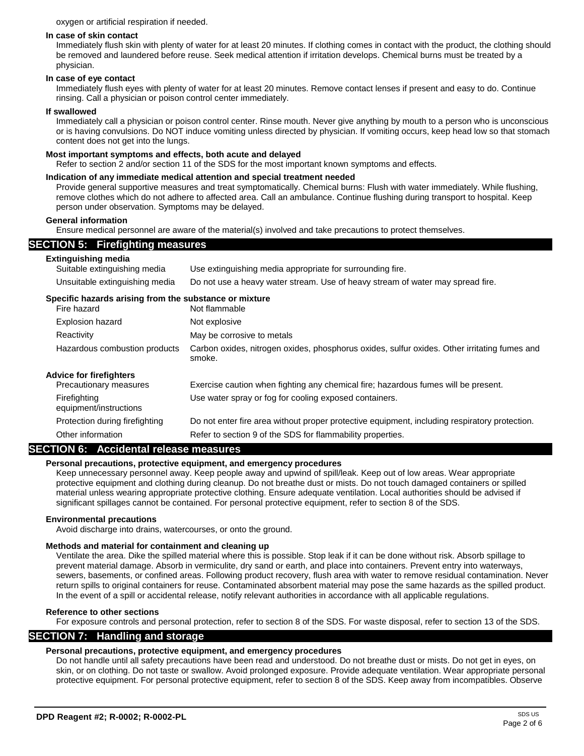oxygen or artificial respiration if needed.

**In case of skin contact**

Immediately flush skin with plenty of water for at least 20 minutes. If clothing comes in contact with the product, the clothing should be removed and laundered before reuse. Seek medical attention if irritation develops. Chemical burns must be treated by a physician.

**In case of eye contact**

Immediately flush eyes with plenty of water for at least 20 minutes. Remove contact lenses if present and easy to do. Continue rinsing. Call a physician or poison control center immediately.

**If swallowed**

Immediately call a physician or poison control center. Rinse mouth. Never give anything by mouth to a person who is unconscious or is having convulsions. Do NOT induce vomiting unless directed by physician. If vomiting occurs, keep head low so that stomach content does not get into the lungs.

**Most important symptoms and effects, both acute and delayed**

Refer to section 2 and/or section 11 of the SDS for the most important known symptoms and effects.

**Indication of any immediate medical attention and special treatment needed**

Provide general supportive measures and treat symptomatically. Chemical burns: Flush with water immediately. While flushing, remove clothes which do not adhere to affected area. Call an ambulance. Continue flushing during transport to hospital. Keep person under observation. Symptoms may be delayed.

**General information**

Ensure medical personnel are aware of the material(s) involved and take precautions to protect themselves.

## SECTION 5: Firefighting measures

**Extinguishing media**

| | |
|---|---|
| Suitable extinguishing media | Use extinguishing media appropriate for surrounding fire. |
| Unsuitable extinguishing media | Do not use a heavy water stream. Use of heavy stream of water may spread fire. |

**Specific hazards arising from the substance or mixture**

| | |
|---|---|
| Fire hazard | Not flammable |
| Explosion hazard | Not explosive |
| Reactivity | May be corrosive to metals |
| Hazardous combustion products | Carbon oxides, nitrogen oxides, phosphorus oxides, sulfur oxides. Other irritating fumes and smoke. |

**Advice for firefighters**

| | |
|---|---|
| Precautionary measures | Exercise caution when fighting any chemical fire; hazardous fumes will be present. |
| Firefighting equipment/instructions | Use water spray or fog for cooling exposed containers. |
| Protection during firefighting | Do not enter fire area without proper protective equipment, including respiratory protection. |
| Other information | Refer to section 9 of the SDS for flammability properties. |

## SECTION 6: Accidental release measures

**Personal precautions, protective equipment, and emergency procedures**

Keep unnecessary personnel away. Keep people away and upwind of spill/leak. Keep out of low areas. Wear appropriate protective equipment and clothing during cleanup. Do not breathe dust or mists. Do not touch damaged containers or spilled material unless wearing appropriate protective clothing. Ensure adequate ventilation. Local authorities should be advised if significant spillages cannot be contained. For personal protective equipment, refer to section 8 of the SDS.

**Environmental precautions**

Avoid discharge into drains, watercourses, or onto the ground.

**Methods and material for containment and cleaning up**

Ventilate the area. Dike the spilled material where this is possible. Stop leak if it can be done without risk. Absorb spillage to prevent material damage. Absorb in vermiculite, dry sand or earth, and place into containers. Prevent entry into waterways, sewers, basements, or confined areas. Following product recovery, flush area with water to remove residual contamination. Never return spills to original containers for reuse. Contaminated absorbent material may pose the same hazards as the spilled product. In the event of a spill or accidental release, notify relevant authorities in accordance with all applicable regulations.

**Reference to other sections**

For exposure controls and personal protection, refer to section 8 of the SDS. For waste disposal, refer to section 13 of the SDS.

## SECTION 7: Handling and storage

**Personal precautions, protective equipment, and emergency procedures**

Do not handle until all safety precautions have been read and understood. Do not breathe dust or mists. Do not get in eyes, on skin, or on clothing. Do not taste or swallow. Avoid prolonged exposure. Provide adequate ventilation. Wear appropriate personal protective equipment. For personal protective equipment, refer to section 8 of the SDS. Keep away from incompatibles. Observe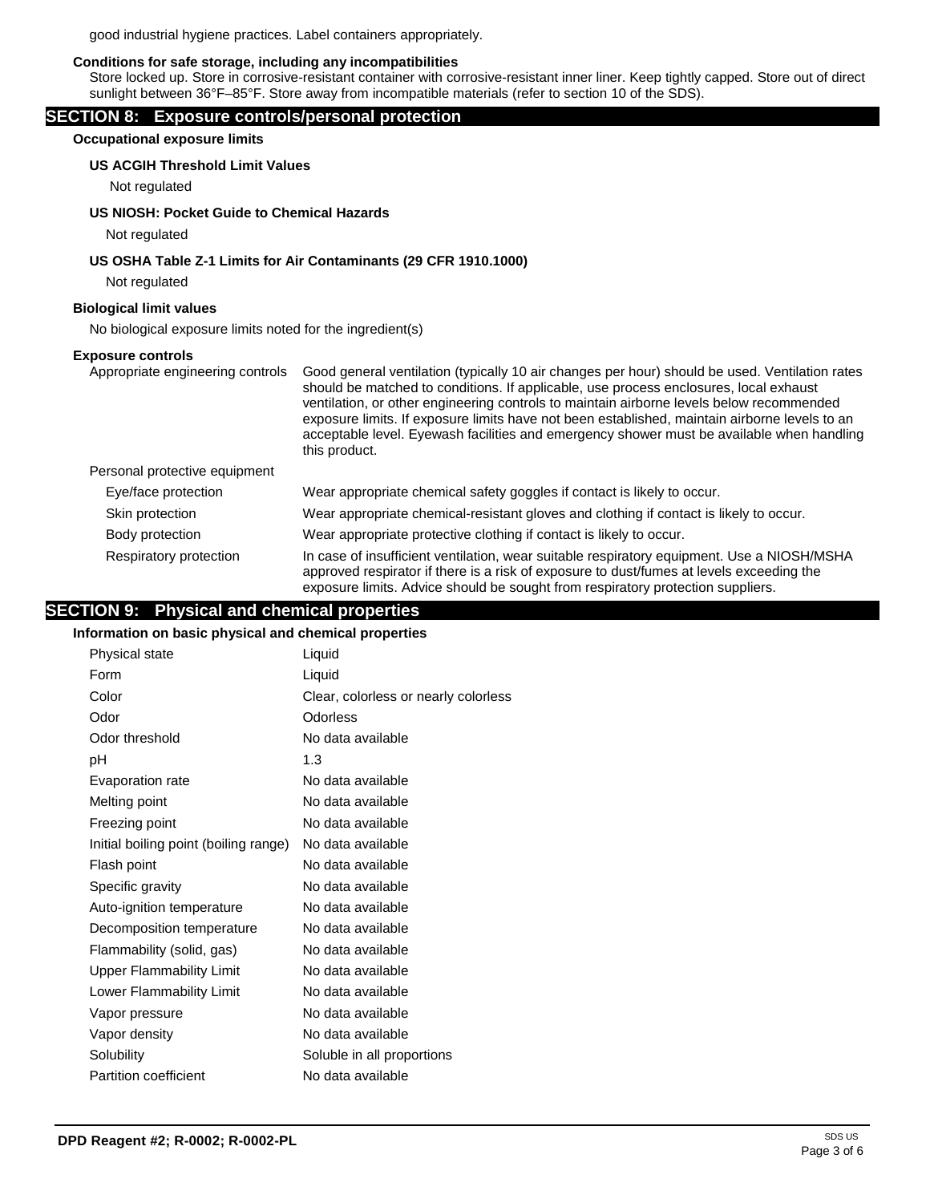good industrial hygiene practices. Label containers appropriately.

**Conditions for safe storage, including any incompatibilities**

Store locked up. Store in corrosive-resistant container with corrosive-resistant inner liner. Keep tightly capped. Store out of direct sunlight between 36°F–85°F. Store away from incompatible materials (refer to section 10 of the SDS).

## SECTION 8: Exposure controls/personal protection

**Occupational exposure limits**

**US ACGIH Threshold Limit Values**

Not regulated

**US NIOSH: Pocket Guide to Chemical Hazards**

Not regulated

**US OSHA Table Z-1 Limits for Air Contaminants (29 CFR 1910.1000)**

Not regulated

**Biological limit values**

No biological exposure limits noted for the ingredient(s)

**Exposure controls**

| | |
|---|---|
| Appropriate engineering controls | Good general ventilation (typically 10 air changes per hour) should be used. Ventilation rates should be matched to conditions. If applicable, use process enclosures, local exhaust ventilation, or other engineering controls to maintain airborne levels below recommended exposure limits. If exposure limits have not been established, maintain airborne levels to an acceptable level. Eyewash facilities and emergency shower must be available when handling this product. |
| Personal protective equipment | |
| Eye/face protection | Wear appropriate chemical safety goggles if contact is likely to occur. |
| Skin protection | Wear appropriate chemical-resistant gloves and clothing if contact is likely to occur. |
| Body protection | Wear appropriate protective clothing if contact is likely to occur. |
| Respiratory protection | In case of insufficient ventilation, wear suitable respiratory equipment. Use a NIOSH/MSHA approved respirator if there is a risk of exposure to dust/fumes at levels exceeding the exposure limits. Advice should be sought from respiratory protection suppliers. |

## SECTION 9: Physical and chemical properties

**Information on basic physical and chemical properties**

| | |
|---|---|
| Physical state | Liquid |
| Form | Liquid |
| Color | Clear, colorless or nearly colorless |
| Odor | Odorless |
| Odor threshold | No data available |
| pH | 1.3 |
| Evaporation rate | No data available |
| Melting point | No data available |
| Freezing point | No data available |
| Initial boiling point (boiling range) | No data available |
| Flash point | No data available |
| Specific gravity | No data available |
| Auto-ignition temperature | No data available |
| Decomposition temperature | No data available |
| Flammability (solid, gas) | No data available |
| Upper Flammability Limit | No data available |
| Lower Flammability Limit | No data available |
| Vapor pressure | No data available |
| Vapor density | No data available |
| Solubility | Soluble in all proportions |
| Partition coefficient | No data available |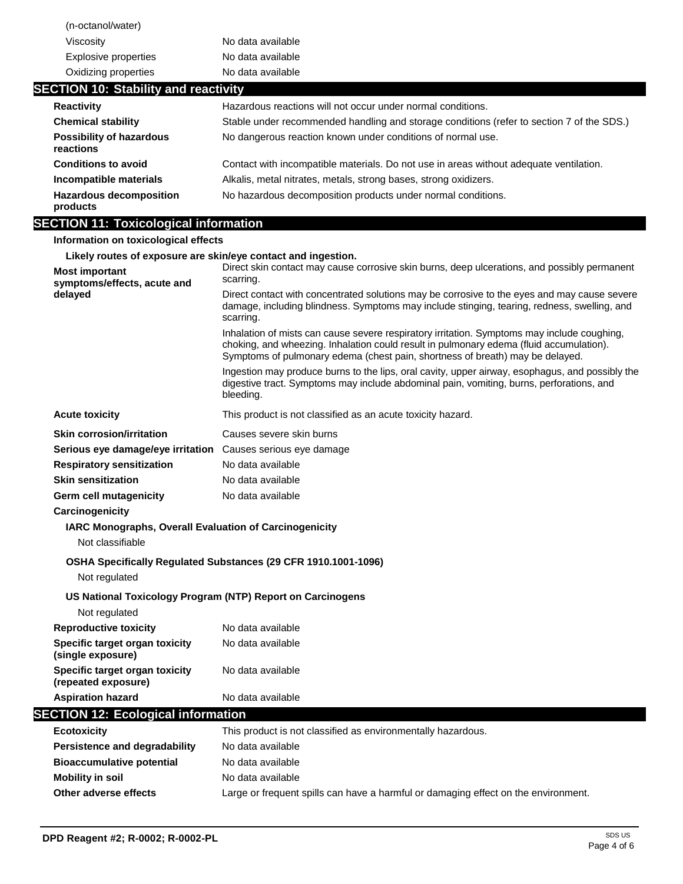| | |
|---|---|
| (n-octanol/water) | |
| Viscosity | No data available |
| Explosive properties | No data available |
| Oxidizing properties | No data available |

## SECTION 10: Stability and reactivity

| | |
|---|---|
| **Reactivity** | Hazardous reactions will not occur under normal conditions. |
| **Chemical stability** | Stable under recommended handling and storage conditions (refer to section 7 of the SDS.) |
| **Possibility of hazardous reactions** | No dangerous reaction known under conditions of normal use. |
| **Conditions to avoid** | Contact with incompatible materials. Do not use in areas without adequate ventilation. |
| **Incompatible materials** | Alkalis, metal nitrates, metals, strong bases, strong oxidizers. |
| **Hazardous decomposition products** | No hazardous decomposition products under normal conditions. |

## SECTION 11: Toxicological information

**Information on toxicological effects**

**Likely routes of exposure are skin/eye contact and ingestion.**

**Most important symptoms/effects, acute and delayed**

Direct skin contact may cause corrosive skin burns, deep ulcerations, and possibly permanent scarring.

Direct contact with concentrated solutions may be corrosive to the eyes and may cause severe damage, including blindness. Symptoms may include stinging, tearing, redness, swelling, and scarring.

Inhalation of mists can cause severe respiratory irritation. Symptoms may include coughing, choking, and wheezing. Inhalation could result in pulmonary edema (fluid accumulation). Symptoms of pulmonary edema (chest pain, shortness of breath) may be delayed.

Ingestion may produce burns to the lips, oral cavity, upper airway, esophagus, and possibly the digestive tract. Symptoms may include abdominal pain, vomiting, burns, perforations, and bleeding.

| | |
|---|---|
| **Acute toxicity** | This product is not classified as an acute toxicity hazard. |
| **Skin corrosion/irritation** | Causes severe skin burns |
| **Serious eye damage/eye irritation** | Causes serious eye damage |
| **Respiratory sensitization** | No data available |
| **Skin sensitization** | No data available |
| **Germ cell mutagenicity** | No data available |

**Carcinogenicity**

**IARC Monographs, Overall Evaluation of Carcinogenicity**

Not classifiable

**OSHA Specifically Regulated Substances (29 CFR 1910.1001-1096)**

Not regulated

**US National Toxicology Program (NTP) Report on Carcinogens**

Not regulated

| | |
|---|---|
| **Reproductive toxicity** | No data available |
| **Specific target organ toxicity (single exposure)** | No data available |
| **Specific target organ toxicity (repeated exposure)** | No data available |
| **Aspiration hazard** | No data available |

## SECTION 12: Ecological information

| | |
|---|---|
| **Ecotoxicity** | This product is not classified as environmentally hazardous. |
| **Persistence and degradability** | No data available |
| **Bioaccumulative potential** | No data available |
| **Mobility in soil** | No data available |
| **Other adverse effects** | Large or frequent spills can have a harmful or damaging effect on the environment. |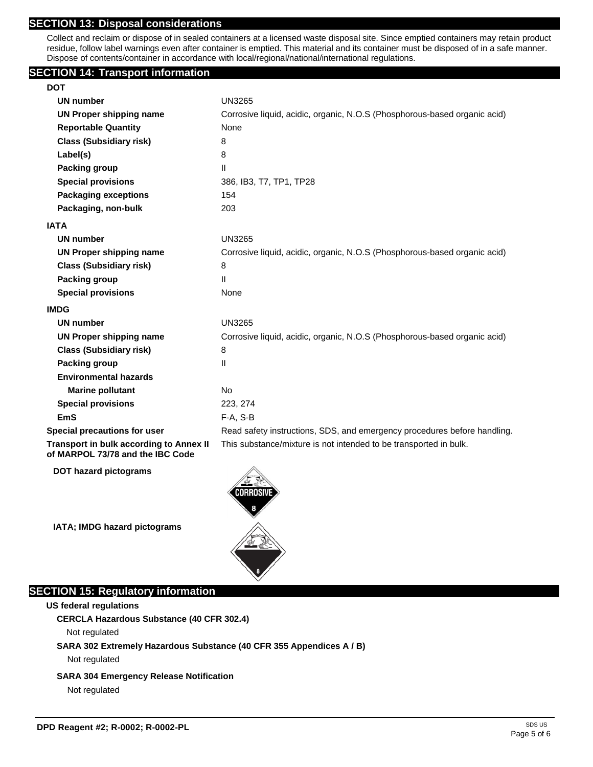## SECTION 13: Disposal considerations

Collect and reclaim or dispose of in sealed containers at a licensed waste disposal site. Since emptied containers may retain product residue, follow label warnings even after container is emptied. This material and its container must be disposed of in a safe manner. Dispose of contents/container in accordance with local/regional/national/international regulations.

## SECTION 14: Transport information

**DOT**

| | |
|---|---|
| **UN number** | UN3265 |
| **UN Proper shipping name** | Corrosive liquid, acidic, organic, N.O.S (Phosphorous-based organic acid) |
| **Reportable Quantity** | None |
| **Class (Subsidiary risk)** | 8 |
| **Label(s)** | 8 |
| **Packing group** | II |
| **Special provisions** | 386, IB3, T7, TP1, TP28 |
| **Packaging exceptions** | 154 |
| **Packaging, non-bulk** | 203 |

**IATA**

| | |
|---|---|
| **UN number** | UN3265 |
| **UN Proper shipping name** | Corrosive liquid, acidic, organic, N.O.S (Phosphorous-based organic acid) |
| **Class (Subsidiary risk)** | 8 |
| **Packing group** | II |
| **Special provisions** | None |

**IMDG**

| | |
|---|---|
| **UN number** | UN3265 |
| **UN Proper shipping name** | Corrosive liquid, acidic, organic, N.O.S (Phosphorous-based organic acid) |
| **Class (Subsidiary risk)** | 8 |
| **Packing group** | II |
| **Environmental hazards** | |
| **Marine pollutant** | No |
| **Special provisions** | 223, 274 |
| **EmS** | F-A, S-B |

| | |
|---|---|
| **Special precautions for user** | Read safety instructions, SDS, and emergency procedures before handling. |
| **Transport in bulk according to Annex II of MARPOL 73/78 and the IBC Code** | This substance/mixture is not intended to be transported in bulk. |

**DOT hazard pictograms**

**IATA; IMDG hazard pictograms**

## SECTION 15: Regulatory information

**US federal regulations**

**CERCLA Hazardous Substance (40 CFR 302.4)**

Not regulated

**SARA 302 Extremely Hazardous Substance (40 CFR 355 Appendices A / B)**

Not regulated

**SARA 304 Emergency Release Notification**

Not regulated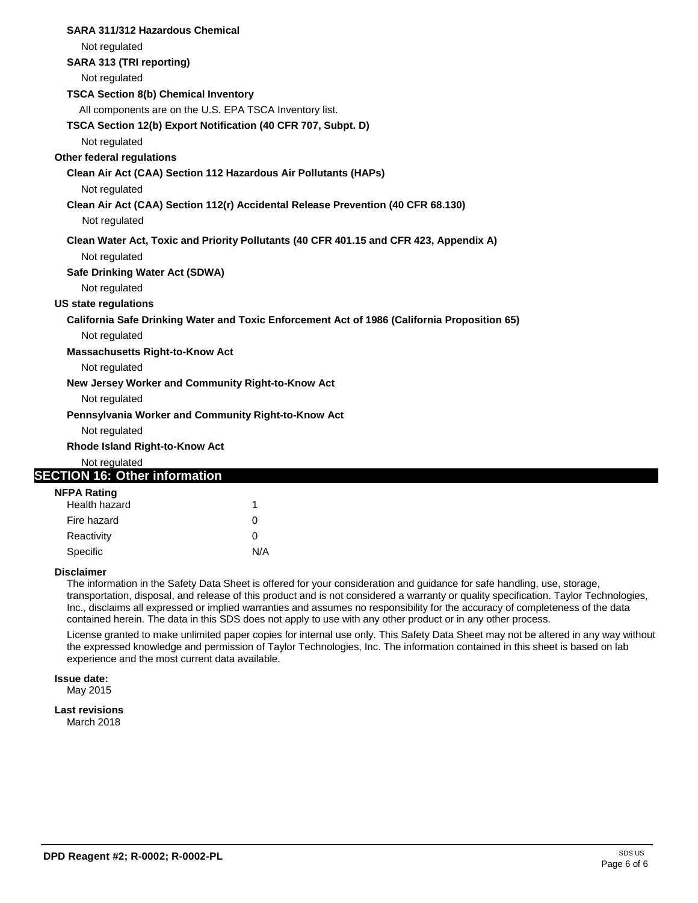**SARA 311/312 Hazardous Chemical**

Not regulated

**SARA 313 (TRI reporting)**

Not regulated

**TSCA Section 8(b) Chemical Inventory**

All components are on the U.S. EPA TSCA Inventory list.

**TSCA Section 12(b) Export Notification (40 CFR 707, Subpt. D)**

Not regulated

**Other federal regulations**

**Clean Air Act (CAA) Section 112 Hazardous Air Pollutants (HAPs)**

Not regulated

**Clean Air Act (CAA) Section 112(r) Accidental Release Prevention (40 CFR 68.130)**

Not regulated

**Clean Water Act, Toxic and Priority Pollutants (40 CFR 401.15 and CFR 423, Appendix A)**

Not regulated

**Safe Drinking Water Act (SDWA)**

Not regulated

**US state regulations**

**California Safe Drinking Water and Toxic Enforcement Act of 1986 (California Proposition 65)**

Not regulated

**Massachusetts Right-to-Know Act**

Not regulated

**New Jersey Worker and Community Right-to-Know Act**

Not regulated

**Pennsylvania Worker and Community Right-to-Know Act**

Not regulated

**Rhode Island Right-to-Know Act**

Not regulated

## SECTION 16: Other information

**NFPA Rating**

| | |
|---|---|
| Health hazard | 1 |
| Fire hazard | 0 |
| Reactivity | 0 |
| Specific | N/A |

**Disclaimer**

The information in the Safety Data Sheet is offered for your consideration and guidance for safe handling, use, storage, transportation, disposal, and release of this product and is not considered a warranty or quality specification. Taylor Technologies, Inc., disclaims all expressed or implied warranties and assumes no responsibility for the accuracy of completeness of the data contained herein. The data in this SDS does not apply to use with any other product or in any other process.

License granted to make unlimited paper copies for internal use only. This Safety Data Sheet may not be altered in any way without the expressed knowledge and permission of Taylor Technologies, Inc. The information contained in this sheet is based on lab experience and the most current data available.

**Issue date:**

May 2015

**Last revisions**

March 2018